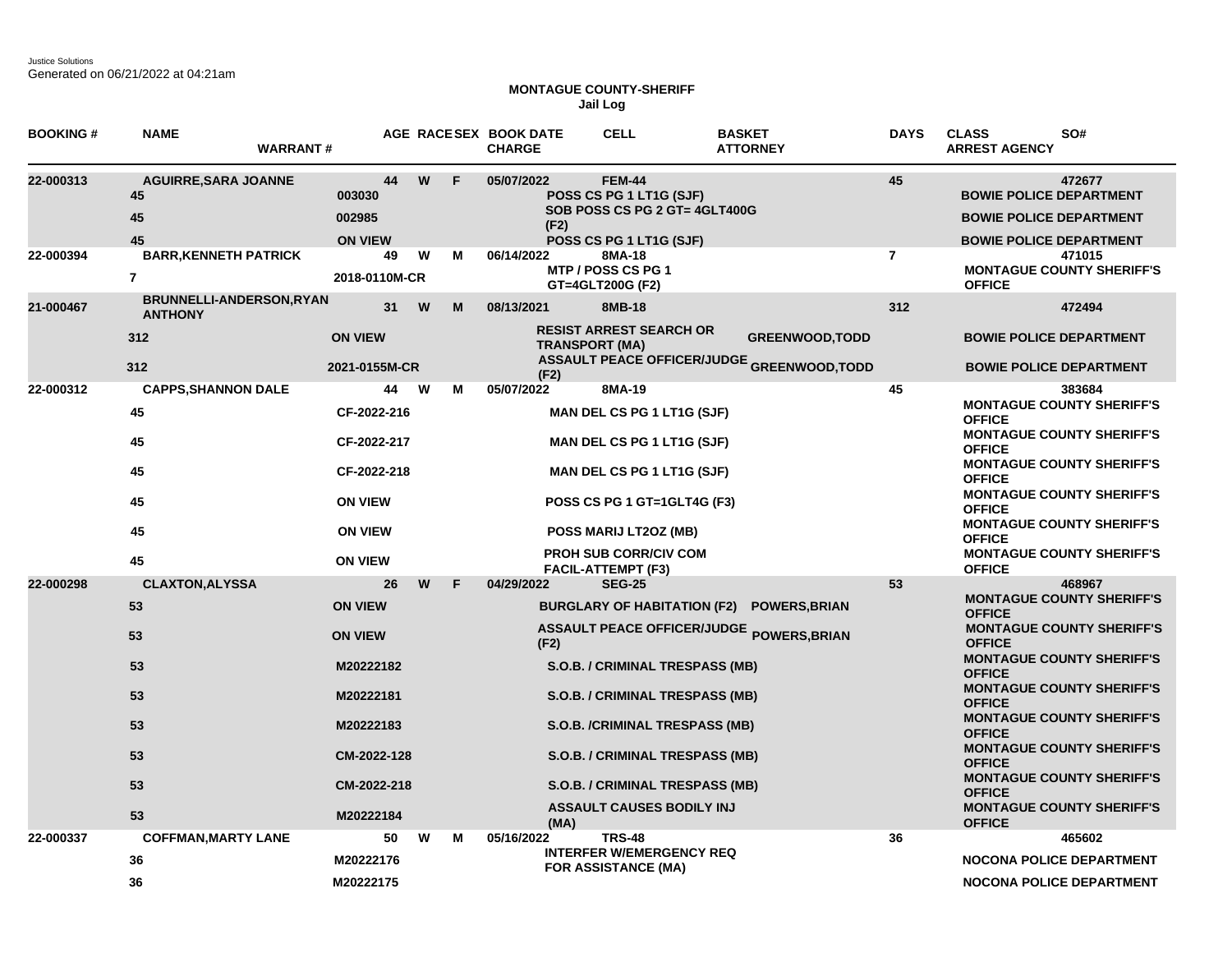Justice Solutions
Generated on 06/21/2022 at 04:21am

**MONTAGUE COUNTY-SHERIFF**
**Jail Log**

| BOOKING # | NAME / DAYS | WARRANT # | AGE | RACE | SEX | BOOK DATE / CHARGE | CELL | BASKET / ATTORNEY | DAYS | CLASS / ARREST AGENCY | SO# |
|---|---|---|---|---|---|---|---|---|---|---|---|
| 22-000313 | AGUIRRE,SARA JOANNE | | 44 | W | F | 05/07/2022 | FEM-44 | | 45 | | 472677 |
| | 45 | 003030 | | | | POSS CS PG 1 LT1G (SJF) | | | | BOWIE POLICE DEPARTMENT | |
| | 45 | 002985 | | | | SOB POSS CS PG 2 GT= 4GLT400G (F2) | | | | BOWIE POLICE DEPARTMENT | |
| | 45 | ON VIEW | | | | POSS CS PG 1 LT1G (SJF) | | | | BOWIE POLICE DEPARTMENT | |
| 22-000394 | BARR,KENNETH PATRICK | | 49 | W | M | 06/14/2022 | 8MA-18 | | 7 | | 471015 |
| | 7 | 2018-0110M-CR | | | | MTP / POSS CS PG 1 GT=4GLT200G (F2) | | | | MONTAGUE COUNTY SHERIFF'S OFFICE | |
| 21-000467 | BRUNNELLI-ANDERSON,RYAN ANTHONY | | 31 | W | M | 08/13/2021 | 8MB-18 | | 312 | | 472494 |
| | 312 | ON VIEW | | | | RESIST ARREST SEARCH OR TRANSPORT (MA) | | GREENWOOD,TODD | | BOWIE POLICE DEPARTMENT | |
| | 312 | 2021-0155M-CR | | | | ASSAULT PEACE OFFICER/JUDGE (F2) | | GREENWOOD,TODD | | BOWIE POLICE DEPARTMENT | |
| 22-000312 | CAPPS,SHANNON DALE | | 44 | W | M | 05/07/2022 | 8MA-19 | | 45 | | 383684 |
| | 45 | CF-2022-216 | | | | MAN DEL CS PG 1 LT1G (SJF) | | | | MONTAGUE COUNTY SHERIFF'S OFFICE | |
| | 45 | CF-2022-217 | | | | MAN DEL CS PG 1 LT1G (SJF) | | | | MONTAGUE COUNTY SHERIFF'S OFFICE | |
| | 45 | CF-2022-218 | | | | MAN DEL CS PG 1 LT1G (SJF) | | | | MONTAGUE COUNTY SHERIFF'S OFFICE | |
| | 45 | ON VIEW | | | | POSS CS PG 1 GT=1GLT4G (F3) | | | | MONTAGUE COUNTY SHERIFF'S OFFICE | |
| | 45 | ON VIEW | | | | POSS MARIJ LT2OZ (MB) | | | | MONTAGUE COUNTY SHERIFF'S OFFICE | |
| | 45 | ON VIEW | | | | PROH SUB CORR/CIV COM FACIL-ATTEMPT (F3) | | | | MONTAGUE COUNTY SHERIFF'S OFFICE | |
| 22-000298 | CLAXTON,ALYSSA | | 26 | W | F | 04/29/2022 | SEG-25 | | 53 | | 468967 |
| | 53 | ON VIEW | | | | BURGLARY OF HABITATION (F2) | | POWERS,BRIAN | | MONTAGUE COUNTY SHERIFF'S OFFICE | |
| | 53 | ON VIEW | | | | ASSAULT PEACE OFFICER/JUDGE (F2) | | POWERS,BRIAN | | MONTAGUE COUNTY SHERIFF'S OFFICE | |
| | 53 | M20222182 | | | | S.O.B. / CRIMINAL TRESPASS (MB) | | | | MONTAGUE COUNTY SHERIFF'S OFFICE | |
| | 53 | M20222181 | | | | S.O.B. / CRIMINAL TRESPASS (MB) | | | | MONTAGUE COUNTY SHERIFF'S OFFICE | |
| | 53 | M20222183 | | | | S.O.B. /CRIMINAL TRESPASS (MB) | | | | MONTAGUE COUNTY SHERIFF'S OFFICE | |
| | 53 | CM-2022-128 | | | | S.O.B. / CRIMINAL TRESPASS (MB) | | | | MONTAGUE COUNTY SHERIFF'S OFFICE | |
| | 53 | CM-2022-218 | | | | S.O.B. / CRIMINAL TRESPASS (MB) | | | | MONTAGUE COUNTY SHERIFF'S OFFICE | |
| | 53 | M20222184 | | | | ASSAULT CAUSES BODILY INJ (MA) | | | | MONTAGUE COUNTY SHERIFF'S OFFICE | |
| 22-000337 | COFFMAN,MARTY LANE | | 50 | W | M | 05/16/2022 | TRS-48 | | 36 | | 465602 |
| | 36 | M20222176 | | | | INTERFER W/EMERGENCY REQ FOR ASSISTANCE (MA) | | | | NOCONA POLICE DEPARTMENT | |
| | 36 | M20222175 | | | | | | | | NOCONA POLICE DEPARTMENT | |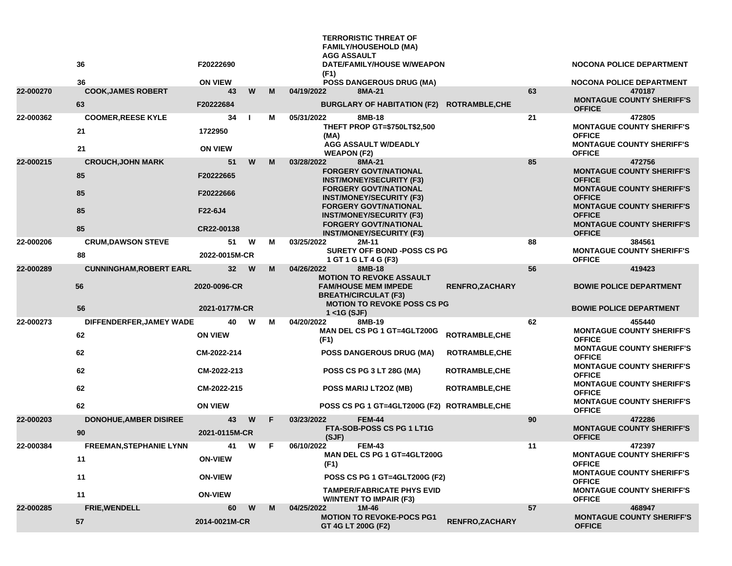| | | | | | | | | | |
|---|---|---|---|---|---|---|---|---|---|
| | 36 | F20222690 | | | | TERRORISTIC THREAT OF FAMILY/HOUSEHOLD (MA) AGG ASSAULT DATE/FAMILY/HOUSE W/WEAPON (F1) | | | NOCONA POLICE DEPARTMENT |
| | 36 | ON VIEW | | | | POSS DANGEROUS DRUG (MA) | | | NOCONA POLICE DEPARTMENT |
| 22-000270 | COOK,JAMES ROBERT | 43 | W | M | 04/19/2022 | 8MA-21 | | 63 | 470187 |
| | 63 | F20222684 | | | | BURGLARY OF HABITATION (F2) | ROTRAMBLE,CHE | | MONTAGUE COUNTY SHERIFF'S OFFICE |
| 22-000362 | COOMER,REESE KYLE | 34 | I | M | 05/31/2022 | 8MB-18 | | 21 | 472805 |
| | 21 | 1722950 | | | | THEFT PROP GT=$750LT$2,500 (MA) | | | MONTAGUE COUNTY SHERIFF'S OFFICE |
| | 21 | ON VIEW | | | | AGG ASSAULT W/DEADLY WEAPON (F2) | | | MONTAGUE COUNTY SHERIFF'S OFFICE |
| 22-000215 | CROUCH,JOHN MARK | 51 | W | M | 03/28/2022 | 8MA-21 | | 85 | 472756 |
| | 85 | F20222665 | | | | FORGERY GOVT/NATIONAL INST/MONEY/SECURITY (F3) | | | MONTAGUE COUNTY SHERIFF'S OFFICE |
| | 85 | F20222666 | | | | FORGERY GOVT/NATIONAL INST/MONEY/SECURITY (F3) | | | MONTAGUE COUNTY SHERIFF'S OFFICE |
| | 85 | F22-6J4 | | | | FORGERY GOVT/NATIONAL INST/MONEY/SECURITY (F3) | | | MONTAGUE COUNTY SHERIFF'S OFFICE |
| | 85 | CR22-00138 | | | | FORGERY GOVT/NATIONAL INST/MONEY/SECURITY (F3) | | | MONTAGUE COUNTY SHERIFF'S OFFICE |
| 22-000206 | CRUM,DAWSON STEVE | 51 | W | M | 03/25/2022 | 2M-11 | | 88 | 384561 |
| | 88 | 2022-0015M-CR | | | | SURETY OFF BOND -POSS CS PG 1 GT 1 G LT 4 G (F3) | | | MONTAGUE COUNTY SHERIFF'S OFFICE |
| 22-000289 | CUNNINGHAM,ROBERT EARL | 32 | W | M | 04/26/2022 | 8MB-18 | | 56 | 419423 |
| | 56 | 2020-0096-CR | | | | MOTION TO REVOKE ASSAULT FAM/HOUSE MEM IMPEDE BREATH/CIRCULAT (F3) | RENFRO,ZACHARY | | BOWIE POLICE DEPARTMENT |
| | 56 | 2021-0177M-CR | | | | MOTION TO REVOKE POSS CS PG 1 <1G (SJF) | | | BOWIE POLICE DEPARTMENT |
| 22-000273 | DIFFENDERFER,JAMEY WADE | 40 | W | M | 04/20/2022 | 8MB-19 | | 62 | 455440 |
| | 62 | ON VIEW | | | | MAN DEL CS PG 1 GT=4GLT200G (F1) | ROTRAMBLE,CHE | | MONTAGUE COUNTY SHERIFF'S OFFICE |
| | 62 | CM-2022-214 | | | | POSS DANGEROUS DRUG (MA) | ROTRAMBLE,CHE | | MONTAGUE COUNTY SHERIFF'S OFFICE |
| | 62 | CM-2022-213 | | | | POSS CS PG 3 LT 28G (MA) | ROTRAMBLE,CHE | | MONTAGUE COUNTY SHERIFF'S OFFICE |
| | 62 | CM-2022-215 | | | | POSS MARIJ LT2OZ (MB) | ROTRAMBLE,CHE | | MONTAGUE COUNTY SHERIFF'S OFFICE |
| | 62 | ON VIEW | | | | POSS CS PG 1 GT=4GLT200G (F2) | ROTRAMBLE,CHE | | MONTAGUE COUNTY SHERIFF'S OFFICE |
| 22-000203 | DONOHUE,AMBER DISIREE | 43 | W | F | 03/23/2022 | FEM-44 | | 90 | 472286 |
| | 90 | 2021-0115M-CR | | | | FTA-SOB-POSS CS PG 1 LT1G (SJF) | | | MONTAGUE COUNTY SHERIFF'S OFFICE |
| 22-000384 | FREEMAN,STEPHANIE LYNN | 41 | W | F | 06/10/2022 | FEM-43 | | 11 | 472397 |
| | 11 | ON-VIEW | | | | MAN DEL CS PG 1 GT=4GLT200G (F1) | | | MONTAGUE COUNTY SHERIFF'S OFFICE |
| | 11 | ON-VIEW | | | | POSS CS PG 1 GT=4GLT200G (F2) | | | MONTAGUE COUNTY SHERIFF'S OFFICE |
| | 11 | ON-VIEW | | | | TAMPER/FABRICATE PHYS EVID W/INTENT TO IMPAIR (F3) | | | MONTAGUE COUNTY SHERIFF'S OFFICE |
| 22-000285 | FRIE,WENDELL | 60 | W | M | 04/25/2022 | 1M-46 | | 57 | 468947 |
| | 57 | 2014-0021M-CR | | | | MOTION TO REVOKE-POCS PG1 GT 4G LT 200G (F2) | RENFRO,ZACHARY | | MONTAGUE COUNTY SHERIFF'S OFFICE |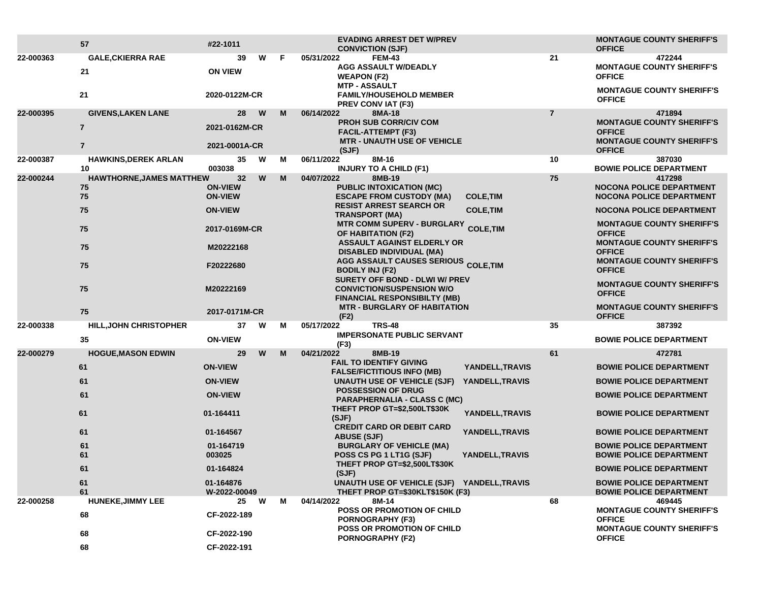| | | | | | | | | | | |
|---|---|---|---|---|---|---|---|---|---|---|
| | 57 | #22-1011 | | | | | EVADING ARREST DET W/PREV CONVICTION (SJF) | | | MONTAGUE COUNTY SHERIFF'S OFFICE |
| 22-000363 | GALE,CKIERRA RAE | 39 | W | F | 05/31/2022 | FEM-43 | | | 21 | 472244 |
| | 21 | ON VIEW | | | | | AGG ASSAULT W/DEADLY WEAPON (F2) | | | MONTAGUE COUNTY SHERIFF'S OFFICE |
| | 21 | 2020-0122M-CR | | | | | MTP - ASSAULT FAMILY/HOUSEHOLD MEMBER PREV CONV IAT (F3) | | | MONTAGUE COUNTY SHERIFF'S OFFICE |
| 22-000395 | GIVENS,LAKEN LANE | 28 | W | M | 06/14/2022 | 8MA-18 | | | 7 | 471894 |
| | 7 | 2021-0162M-CR | | | | | PROH SUB CORR/CIV COM FACIL-ATTEMPT (F3) | | | MONTAGUE COUNTY SHERIFF'S OFFICE |
| | 7 | 2021-0001A-CR | | | | | MTR - UNAUTH USE OF VEHICLE (SJF) | | | MONTAGUE COUNTY SHERIFF'S OFFICE |
| 22-000387 | HAWKINS,DEREK ARLAN | 35 | W | M | 06/11/2022 | 8M-16 | | | 10 | 387030 |
| | 10 | 003038 | | | | | INJURY TO A CHILD (F1) | | | BOWIE POLICE DEPARTMENT |
| 22-000244 | HAWTHORNE,JAMES MATTHEW | 32 | W | M | 04/07/2022 | 8MB-19 | | | 75 | 417298 |
| | 75 | ON-VIEW | | | | | PUBLIC INTOXICATION (MC) | | | NOCONA POLICE DEPARTMENT |
| | 75 | ON-VIEW | | | | | ESCAPE FROM CUSTODY (MA) | COLE,TIM | | NOCONA POLICE DEPARTMENT |
| | 75 | ON-VIEW | | | | | RESIST ARREST SEARCH OR TRANSPORT (MA) | COLE,TIM | | NOCONA POLICE DEPARTMENT |
| | 75 | 2017-0169M-CR | | | | | MTR COMM SUPERV - BURGLARY OF HABITATION (F2) | COLE,TIM | | MONTAGUE COUNTY SHERIFF'S OFFICE |
| | 75 | M20222168 | | | | | ASSAULT AGAINST ELDERLY OR DISABLED INDIVIDUAL (MA) | | | MONTAGUE COUNTY SHERIFF'S OFFICE |
| | 75 | F20222680 | | | | | AGG ASSAULT CAUSES SERIOUS BODILY INJ (F2) | COLE,TIM | | MONTAGUE COUNTY SHERIFF'S OFFICE |
| | 75 | M20222169 | | | | | SURETY OFF BOND - DLWI W/ PREV CONVICTION/SUSPENSION W/O FINANCIAL RESPONSIBILTY (MB) | | | MONTAGUE COUNTY SHERIFF'S OFFICE |
| | 75 | 2017-0171M-CR | | | | | MTR - BURGLARY OF HABITATION (F2) | | | MONTAGUE COUNTY SHERIFF'S OFFICE |
| 22-000338 | HILL,JOHN CHRISTOPHER | 37 | W | M | 05/17/2022 | TRS-48 | | | 35 | 387392 |
| | 35 | ON-VIEW | | | | | IMPERSONATE PUBLIC SERVANT (F3) | | | BOWIE POLICE DEPARTMENT |
| 22-000279 | HOGUE,MASON EDWIN | 29 | W | M | 04/21/2022 | 8MB-19 | | | 61 | 472781 |
| | 61 | ON-VIEW | | | | | FAIL TO IDENTIFY GIVING FALSE/FICTITIOUS INFO (MB) | YANDELL,TRAVIS | | BOWIE POLICE DEPARTMENT |
| | 61 | ON-VIEW | | | | | UNAUTH USE OF VEHICLE (SJF) | YANDELL,TRAVIS | | BOWIE POLICE DEPARTMENT |
| | 61 | ON-VIEW | | | | | POSSESSION OF DRUG PARAPHERNALIA - CLASS C (MC) | | | BOWIE POLICE DEPARTMENT |
| | 61 | 01-164411 | | | | | THEFT PROP GT=$2,500LT$30K (SJF) | YANDELL,TRAVIS | | BOWIE POLICE DEPARTMENT |
| | 61 | 01-164567 | | | | | CREDIT CARD OR DEBIT CARD ABUSE (SJF) | YANDELL,TRAVIS | | BOWIE POLICE DEPARTMENT |
| | 61 | 01-164719 | | | | | BURGLARY OF VEHICLE (MA) | | | BOWIE POLICE DEPARTMENT |
| | 61 | 003025 | | | | | POSS CS PG 1 LT1G (SJF) | YANDELL,TRAVIS | | BOWIE POLICE DEPARTMENT |
| | 61 | 01-164824 | | | | | THEFT PROP GT=$2,500LT$30K (SJF) | | | BOWIE POLICE DEPARTMENT |
| | 61 | 01-164876 | | | | | UNAUTH USE OF VEHICLE (SJF) | YANDELL,TRAVIS | | BOWIE POLICE DEPARTMENT |
| | 61 | W-2022-00049 | | | | | THEFT PROP GT=$30KLT$150K (F3) | | | BOWIE POLICE DEPARTMENT |
| 22-000258 | HUNEKE,JIMMY LEE | 25 | W | M | 04/14/2022 | 8M-14 | | | 68 | 469445 |
| | 68 | CF-2022-189 | | | | | POSS OR PROMOTION OF CHILD PORNOGRAPHY (F3) | | | MONTAGUE COUNTY SHERIFF'S OFFICE |
| | 68 | CF-2022-190 | | | | | POSS OR PROMOTION OF CHILD PORNOGRAPHY (F2) | | | MONTAGUE COUNTY SHERIFF'S OFFICE |
| | 68 | CF-2022-191 | | | | | | | | |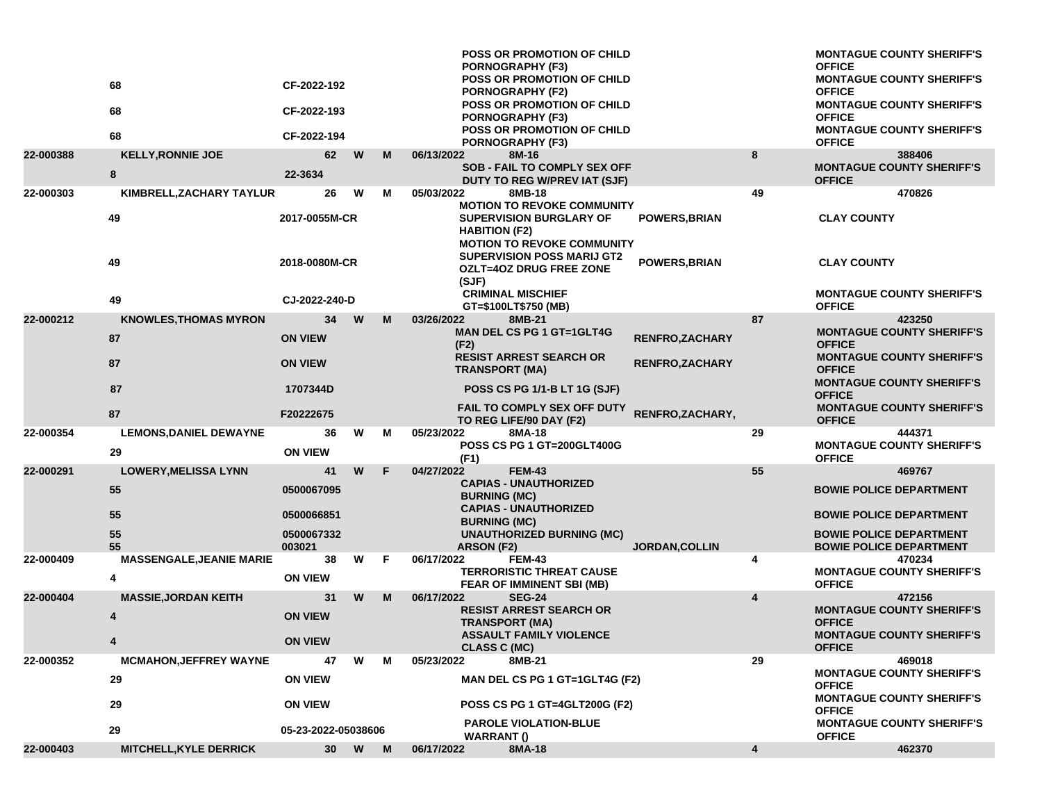| | | | | | | | | | |
|---|---|---|---|---|---|---|---|---|---|
| | | | | | | POSS OR PROMOTION OF CHILD PORNOGRAPHY (F3) | | | MONTAGUE COUNTY SHERIFF'S OFFICE |
| | 68 | CF-2022-192 | | | | POSS OR PROMOTION OF CHILD PORNOGRAPHY (F2) | | | MONTAGUE COUNTY SHERIFF'S OFFICE |
| | 68 | CF-2022-193 | | | | POSS OR PROMOTION OF CHILD PORNOGRAPHY (F3) | | | MONTAGUE COUNTY SHERIFF'S OFFICE |
| | 68 | CF-2022-194 | | | | POSS OR PROMOTION OF CHILD PORNOGRAPHY (F3) | | | MONTAGUE COUNTY SHERIFF'S OFFICE |
| 22-000388 | KELLY,RONNIE JOE | 62 | W | M | 06/13/2022 | 8M-16 | | 8 | 388406 |
| | 8 | 22-3634 | | | | SOB - FAIL TO COMPLY SEX OFF DUTY TO REG W/PREV IAT (SJF) | | | MONTAGUE COUNTY SHERIFF'S OFFICE |
| 22-000303 | KIMBRELL,ZACHARY TAYLUR | 26 | W | M | 05/03/2022 | 8MB-18 | | 49 | 470826 |
| | 49 | 2017-0055M-CR | | | | MOTION TO REVOKE COMMUNITY SUPERVISION BURGLARY OF HABITION (F2) | POWERS,BRIAN | | CLAY COUNTY |
| | 49 | 2018-0080M-CR | | | | MOTION TO REVOKE COMMUNITY SUPERVISION POSS MARIJ GT2 OZLT=4OZ DRUG FREE ZONE (SJF) | POWERS,BRIAN | | CLAY COUNTY |
| | 49 | CJ-2022-240-D | | | | CRIMINAL MISCHIEF GT=$100LT$750 (MB) | | | MONTAGUE COUNTY SHERIFF'S OFFICE |
| 22-000212 | KNOWLES,THOMAS MYRON | 34 | W | M | 03/26/2022 | 8MB-21 | | 87 | 423250 |
| | 87 | ON VIEW | | | | MAN DEL CS PG 1 GT=1GLT4G (F2) | RENFRO,ZACHARY | | MONTAGUE COUNTY SHERIFF'S OFFICE |
| | 87 | ON VIEW | | | | RESIST ARREST SEARCH OR TRANSPORT (MA) | RENFRO,ZACHARY | | MONTAGUE COUNTY SHERIFF'S OFFICE |
| | 87 | 1707344D | | | | POSS CS PG 1/1-B LT 1G (SJF) | | | MONTAGUE COUNTY SHERIFF'S OFFICE |
| | 87 | F20222675 | | | | FAIL TO COMPLY SEX OFF DUTY TO REG LIFE/90 DAY (F2) | RENFRO,ZACHARY, | | MONTAGUE COUNTY SHERIFF'S OFFICE |
| 22-000354 | LEMONS,DANIEL DEWAYNE | 36 | W | M | 05/23/2022 | 8MA-18 | | 29 | 444371 |
| | 29 | ON VIEW | | | | POSS CS PG 1 GT=200GLT400G (F1) | | | MONTAGUE COUNTY SHERIFF'S OFFICE |
| 22-000291 | LOWERY,MELISSA LYNN | 41 | W | F | 04/27/2022 | FEM-43 | | 55 | 469767 |
| | 55 | 0500067095 | | | | CAPIAS - UNAUTHORIZED BURNING (MC) | | | BOWIE POLICE DEPARTMENT |
| | 55 | 0500066851 | | | | CAPIAS - UNAUTHORIZED BURNING (MC) | | | BOWIE POLICE DEPARTMENT |
| | 55 | 0500067332 | | | | UNAUTHORIZED BURNING (MC) | | | BOWIE POLICE DEPARTMENT |
| | 55 | 003021 | | | | ARSON (F2) | JORDAN,COLLIN | | BOWIE POLICE DEPARTMENT |
| 22-000409 | MASSENGALE,JEANIE MARIE | 38 | W | F | 06/17/2022 | FEM-43 | | 4 | 470234 |
| | 4 | ON VIEW | | | | TERRORISTIC THREAT CAUSE FEAR OF IMMINENT SBI (MB) | | | MONTAGUE COUNTY SHERIFF'S OFFICE |
| 22-000404 | MASSIE,JORDAN KEITH | 31 | W | M | 06/17/2022 | SEG-24 | | 4 | 472156 |
| | 4 | ON VIEW | | | | RESIST ARREST SEARCH OR TRANSPORT (MA) | | | MONTAGUE COUNTY SHERIFF'S OFFICE |
| | 4 | ON VIEW | | | | ASSAULT FAMILY VIOLENCE CLASS C (MC) | | | MONTAGUE COUNTY SHERIFF'S OFFICE |
| 22-000352 | MCMAHON,JEFFREY WAYNE | 47 | W | M | 05/23/2022 | 8MB-21 | | 29 | 469018 |
| | 29 | ON VIEW | | | | MAN DEL CS PG 1 GT=1GLT4G (F2) | | | MONTAGUE COUNTY SHERIFF'S OFFICE |
| | 29 | ON VIEW | | | | POSS CS PG 1 GT=4GLT200G (F2) | | | MONTAGUE COUNTY SHERIFF'S OFFICE |
| | 29 | 05-23-2022-05038606 | | | | PAROLE VIOLATION-BLUE WARRANT () | | | MONTAGUE COUNTY SHERIFF'S OFFICE |
| 22-000403 | MITCHELL,KYLE DERRICK | 30 | W | M | 06/17/2022 | 8MA-18 | | 4 | 462370 |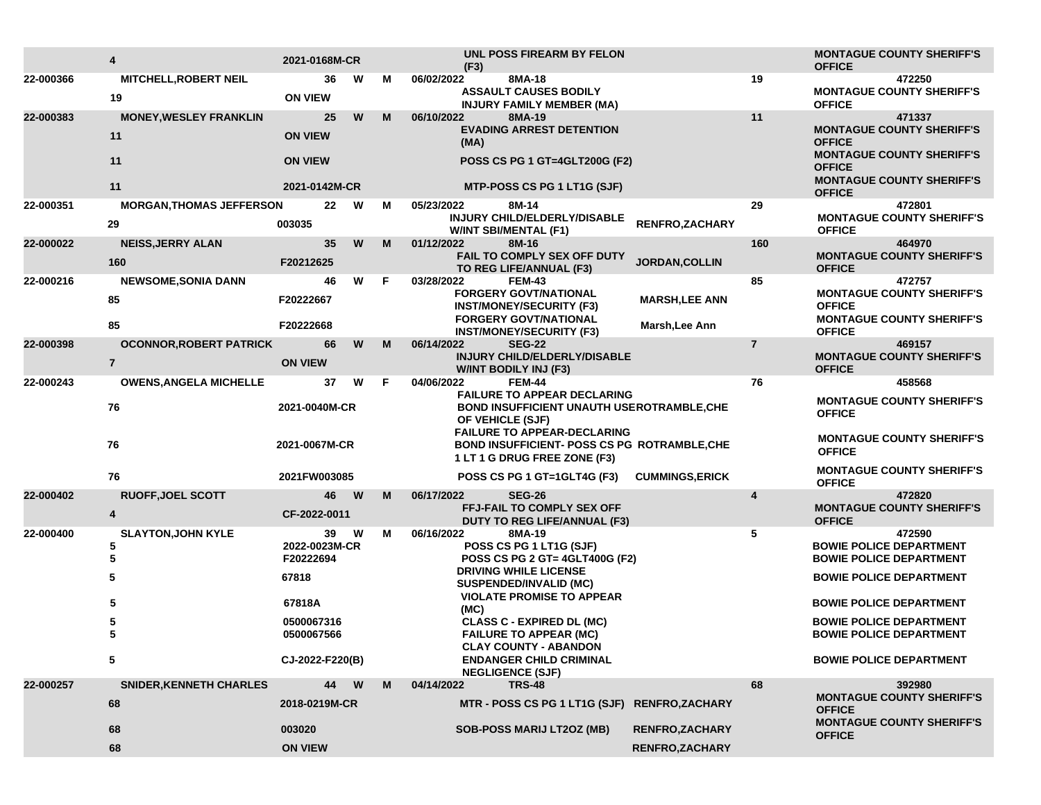| | | | | | | | | | | |
|---|---|---|---|---|---|---|---|---|---|---|
| | 4 | 2021-0168M-CR | | | | UNL POSS FIREARM BY FELON (F3) | | | | MONTAGUE COUNTY SHERIFF'S OFFICE |
| 22-000366 | MITCHELL,ROBERT NEIL | 36 | W | M | 06/02/2022 | 8MA-18 | | 19 | | 472250 |
| | 19 | ON VIEW | | | | ASSAULT CAUSES BODILY INJURY FAMILY MEMBER (MA) | | | | MONTAGUE COUNTY SHERIFF'S OFFICE |
| 22-000383 | MONEY,WESLEY FRANKLIN | 25 | W | M | 06/10/2022 | 8MA-19 | | 11 | | 471337 |
| | 11 | ON VIEW | | | | EVADING ARREST DETENTION (MA) | | | | MONTAGUE COUNTY SHERIFF'S OFFICE |
| | 11 | ON VIEW | | | | POSS CS PG 1 GT=4GLT200G (F2) | | | | MONTAGUE COUNTY SHERIFF'S OFFICE |
| | 11 | 2021-0142M-CR | | | | MTP-POSS CS PG 1 LT1G (SJF) | | | | MONTAGUE COUNTY SHERIFF'S OFFICE |
| 22-000351 | MORGAN,THOMAS JEFFERSON | 22 | W | M | 05/23/2022 | 8M-14 | | 29 | | 472801 |
| | 29 | 003035 | | | | INJURY CHILD/ELDERLY/DISABLE W/INT SBI/MENTAL (F1) | RENFRO,ZACHARY | | | MONTAGUE COUNTY SHERIFF'S OFFICE |
| 22-000022 | NEISS,JERRY ALAN | 35 | W | M | 01/12/2022 | 8M-16 | | 160 | | 464970 |
| | 160 | F20212625 | | | | FAIL TO COMPLY SEX OFF DUTY TO REG LIFE/ANNUAL (F3) | JORDAN,COLLIN | | | MONTAGUE COUNTY SHERIFF'S OFFICE |
| 22-000216 | NEWSOME,SONIA DANN | 46 | W | F | 03/28/2022 | FEM-43 | | 85 | | 472757 |
| | 85 | F20222667 | | | | FORGERY GOVT/NATIONAL INST/MONEY/SECURITY (F3) | MARSH,LEE ANN | | | MONTAGUE COUNTY SHERIFF'S OFFICE |
| | 85 | F20222668 | | | | FORGERY GOVT/NATIONAL INST/MONEY/SECURITY (F3) | Marsh,Lee Ann | | | MONTAGUE COUNTY SHERIFF'S OFFICE |
| 22-000398 | OCONNOR,ROBERT PATRICK | 66 | W | M | 06/14/2022 | SEG-22 | | 7 | | 469157 |
| | 7 | ON VIEW | | | | INJURY CHILD/ELDERLY/DISABLE W/INT BODILY INJ (F3) | | | | MONTAGUE COUNTY SHERIFF'S OFFICE |
| 22-000243 | OWENS,ANGELA MICHELLE | 37 | W | F | 04/06/2022 | FEM-44 | | 76 | | 458568 |
| | 76 | 2021-0040M-CR | | | | FAILURE TO APPEAR DECLARING BOND INSUFFICIENT UNAUTH USE OF VEHICLE (SJF) | ROTRAMBLE,CHE | | | MONTAGUE COUNTY SHERIFF'S OFFICE |
| | 76 | 2021-0067M-CR | | | | FAILURE TO APPEAR-DECLARING BOND INSUFFICIENT- POSS CS PG 1 LT 1 G DRUG FREE ZONE (F3) | ROTRAMBLE,CHE | | | MONTAGUE COUNTY SHERIFF'S OFFICE |
| | 76 | 2021FW003085 | | | | POSS CS PG 1 GT=1GLT4G (F3) | CUMMINGS,ERICK | | | MONTAGUE COUNTY SHERIFF'S OFFICE |
| 22-000402 | RUOFF,JOEL SCOTT | 46 | W | M | 06/17/2022 | SEG-26 | | 4 | | 472820 |
| | 4 | CF-2022-0011 | | | | FFJ-FAIL TO COMPLY SEX OFF DUTY TO REG LIFE/ANNUAL (F3) | | | | MONTAGUE COUNTY SHERIFF'S OFFICE |
| 22-000400 | SLAYTON,JOHN KYLE | 39 | W | M | 06/16/2022 | 8MA-19 | | 5 | | 472590 |
| | 5 | 2022-0023M-CR | | | | POSS CS PG 1 LT1G (SJF) | | | | BOWIE POLICE DEPARTMENT |
| | 5 | F20222694 | | | | POSS CS PG 2 GT= 4GLT400G (F2) | | | | BOWIE POLICE DEPARTMENT |
| | 5 | 67818 | | | | DRIVING WHILE LICENSE SUSPENDED/INVALID (MC) | | | | BOWIE POLICE DEPARTMENT |
| | 5 | 67818A | | | | VIOLATE PROMISE TO APPEAR (MC) | | | | BOWIE POLICE DEPARTMENT |
| | 5 | 0500067316 | | | | CLASS C - EXPIRED DL (MC) | | | | BOWIE POLICE DEPARTMENT |
| | 5 | 0500067566 | | | | FAILURE TO APPEAR (MC) | | | | BOWIE POLICE DEPARTMENT |
| | 5 | CJ-2022-F220(B) | | | | CLAY COUNTY - ABANDON ENDANGER CHILD CRIMINAL NEGLIGENCE (SJF) | | | | BOWIE POLICE DEPARTMENT |
| 22-000257 | SNIDER,KENNETH CHARLES | 44 | W | M | 04/14/2022 | TRS-48 | | 68 | | 392980 |
| | 68 | 2018-0219M-CR | | | | MTR - POSS CS PG 1 LT1G (SJF) | RENFRO,ZACHARY | | | MONTAGUE COUNTY SHERIFF'S OFFICE |
| | 68 | 003020 | | | | SOB-POSS MARIJ LT2OZ (MB) | RENFRO,ZACHARY | | | MONTAGUE COUNTY SHERIFF'S OFFICE |
| | 68 | ON VIEW | | | | | RENFRO,ZACHARY | | | |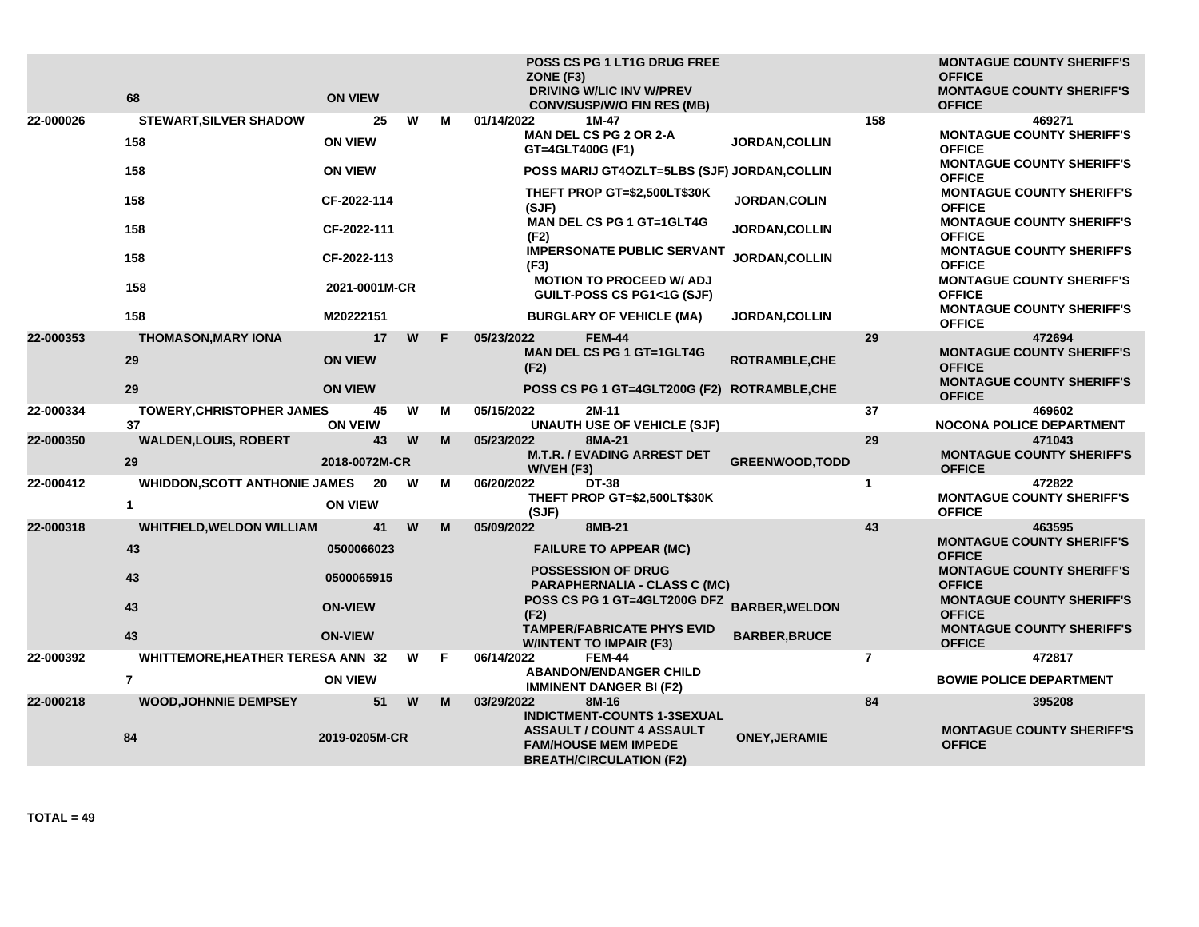| | | | | | | | | | | |
|---|---|---|---|---|---|---|---|---|---|---|
| | 68 | ON VIEW | | | | | POSS CS PG 1 LT1G DRUG FREE ZONE (F3) | | | MONTAGUE COUNTY SHERIFF'S OFFICE |
| | | | | | | | DRIVING W/LIC INV W/PREV CONV/SUSP/W/O FIN RES (MB) | | | MONTAGUE COUNTY SHERIFF'S OFFICE |
| 22-000026 | STEWART,SILVER SHADOW | | 25 | W | M | 01/14/2022 | 1M-47 | | 158 | 469271 |
| | 158 | ON VIEW | | | | | MAN DEL CS PG 2 OR 2-A GT=4GLT400G (F1) | JORDAN,COLLIN | | MONTAGUE COUNTY SHERIFF'S OFFICE |
| | 158 | ON VIEW | | | | | POSS MARIJ GT4OZLT=5LBS (SJF) | JORDAN,COLLIN | | MONTAGUE COUNTY SHERIFF'S OFFICE |
| | 158 | CF-2022-114 | | | | | THEFT PROP GT=$2,500LT$30K (SJF) | JORDAN,COLIN | | MONTAGUE COUNTY SHERIFF'S OFFICE |
| | 158 | CF-2022-111 | | | | | MAN DEL CS PG 1 GT=1GLT4G (F2) | JORDAN,COLLIN | | MONTAGUE COUNTY SHERIFF'S OFFICE |
| | 158 | CF-2022-113 | | | | | IMPERSONATE PUBLIC SERVANT (F3) | JORDAN,COLLIN | | MONTAGUE COUNTY SHERIFF'S OFFICE |
| | 158 | 2021-0001M-CR | | | | | MOTION TO PROCEED W/ ADJ GUILT-POSS CS PG1<1G (SJF) | | | MONTAGUE COUNTY SHERIFF'S OFFICE |
| | 158 | M20222151 | | | | | BURGLARY OF VEHICLE (MA) | JORDAN,COLLIN | | MONTAGUE COUNTY SHERIFF'S OFFICE |
| 22-000353 | THOMASON,MARY IONA | | 17 | W | F | 05/23/2022 | FEM-44 | | 29 | 472694 |
| | 29 | ON VIEW | | | | | MAN DEL CS PG 1 GT=1GLT4G (F2) | ROTRAMBLE,CHE | | MONTAGUE COUNTY SHERIFF'S OFFICE |
| | 29 | ON VIEW | | | | | POSS CS PG 1 GT=4GLT200G (F2) | ROTRAMBLE,CHE | | MONTAGUE COUNTY SHERIFF'S OFFICE |
| 22-000334 | TOWERY,CHRISTOPHER JAMES | | 45 | W | M | 05/15/2022 | 2M-11 | | 37 | 469602 |
| | 37 | ON VEIW | | | | | UNAUTH USE OF VEHICLE (SJF) | | | NOCONA POLICE DEPARTMENT |
| 22-000350 | WALDEN,LOUIS, ROBERT | | 43 | W | M | 05/23/2022 | 8MA-21 | | 29 | 471043 |
| | 29 | 2018-0072M-CR | | | | | M.T.R. / EVADING ARREST DET W/VEH (F3) | GREENWOOD,TODD | | MONTAGUE COUNTY SHERIFF'S OFFICE |
| 22-000412 | WHIDDON,SCOTT ANTHONIE JAMES | | 20 | W | M | 06/20/2022 | DT-38 | | 1 | 472822 |
| | 1 | ON VIEW | | | | | THEFT PROP GT=$2,500LT$30K (SJF) | | | MONTAGUE COUNTY SHERIFF'S OFFICE |
| 22-000318 | WHITFIELD,WELDON WILLIAM | | 41 | W | M | 05/09/2022 | 8MB-21 | | 43 | 463595 |
| | 43 | 0500066023 | | | | | FAILURE TO APPEAR (MC) | | | MONTAGUE COUNTY SHERIFF'S OFFICE |
| | 43 | 0500065915 | | | | | POSSESSION OF DRUG PARAPHERNALIA - CLASS C (MC) | | | MONTAGUE COUNTY SHERIFF'S OFFICE |
| | 43 | ON-VIEW | | | | | POSS CS PG 1 GT=4GLT200G DFZ (F2) | BARBER,WELDON | | MONTAGUE COUNTY SHERIFF'S OFFICE |
| | 43 | ON-VIEW | | | | | TAMPER/FABRICATE PHYS EVID W/INTENT TO IMPAIR (F3) | BARBER,BRUCE | | MONTAGUE COUNTY SHERIFF'S OFFICE |
| 22-000392 | WHITTEMORE,HEATHER TERESA ANN | | 32 | W | F | 06/14/2022 | FEM-44 | | 7 | 472817 |
| | 7 | ON VIEW | | | | | ABANDON/ENDANGER CHILD IMMINENT DANGER BI (F2) | | | BOWIE POLICE DEPARTMENT |
| 22-000218 | WOOD,JOHNNIE DEMPSEY | | 51 | W | M | 03/29/2022 | 8M-16 | | 84 | 395208 |
| | 84 | 2019-0205M-CR | | | | | INDICTMENT-COUNTS 1-3SEXUAL ASSAULT / COUNT 4 ASSAULT FAM/HOUSE MEM IMPEDE BREATH/CIRCULATION (F2) | ONEY,JERAMIE | | MONTAGUE COUNTY SHERIFF'S OFFICE |

**TOTAL = 49**